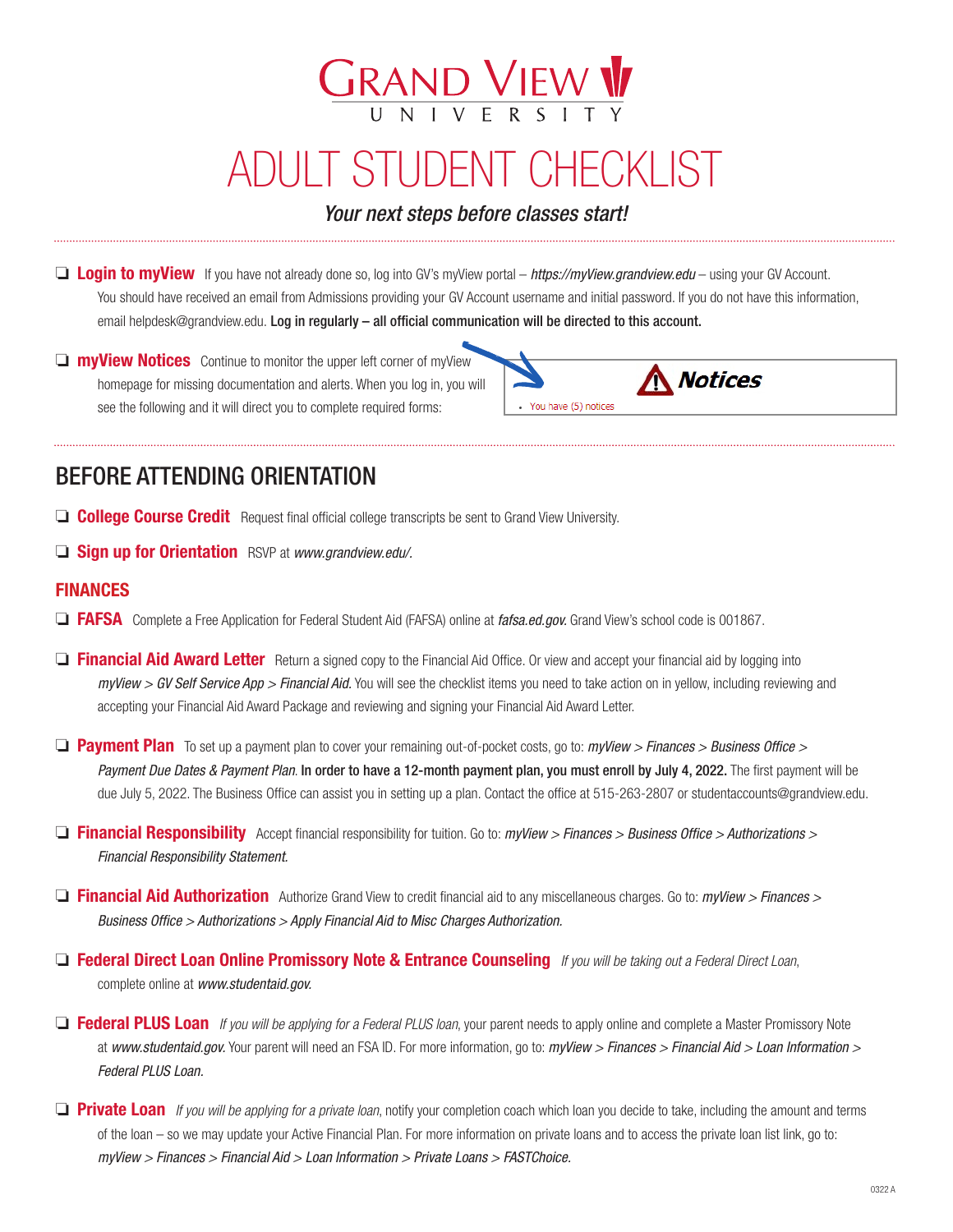# GRAND VIEW UNIVERSITY

# ADULT STUDENT CHECKLIST

*Your next steps before classes start!*

- ❑ **Login to myView** If you have not already done so, log into GV's myView portal – *https://myView.grandview.edu* – using your GV Account. You should have received an email from Admissions providing your GV Account username and initial password. If you do not have this information, email helpdesk@grandview.edu. **Log in regularly – all official communication will be directed to this account.**

- ❑ **myView Notices** Continue to monitor the upper left corner of myView homepage for missing documentation and alerts. When you log in, you will see the following and it will direct you to complete required forms:

  **Notices**
  - You have (5) notices

## BEFORE ATTENDING ORIENTATION

- ❑ **College Course Credit** Request final official college transcripts be sent to Grand View University.

- ❑ **Sign up for Orientation** RSVP at *www.grandview.edu/.*

### FINANCES

- ❑ **FAFSA** Complete a Free Application for Federal Student Aid (FAFSA) online at *fafsa.ed.gov.* Grand View's school code is 001867.

- ❑ **Financial Aid Award Letter** Return a signed copy to the Financial Aid Office. Or view and accept your financial aid by logging into *myView > GV Self Service App > Financial Aid.* You will see the checklist items you need to take action on in yellow, including reviewing and accepting your Financial Aid Award Package and reviewing and signing your Financial Aid Award Letter.

- ❑ **Payment Plan** To set up a payment plan to cover your remaining out-of-pocket costs, go to: *myView > Finances > Business Office > Payment Due Dates & Payment Plan.* **In order to have a 12-month payment plan, you must enroll by July 4, 2022.** The first payment will be due July 5, 2022. The Business Office can assist you in setting up a plan. Contact the office at 515-263-2807 or studentaccounts@grandview.edu.

- ❑ **Financial Responsibility** Accept financial responsibility for tuition. Go to: *myView > Finances > Business Office > Authorizations > Financial Responsibility Statement.*

- ❑ **Financial Aid Authorization** Authorize Grand View to credit financial aid to any miscellaneous charges. Go to: *myView > Finances > Business Office > Authorizations > Apply Financial Aid to Misc Charges Authorization.*

- ❑ **Federal Direct Loan Online Promissory Note & Entrance Counseling** *If you will be taking out a Federal Direct Loan,* complete online at *www.studentaid.gov.*

- ❑ **Federal PLUS Loan** *If you will be applying for a Federal PLUS loan,* your parent needs to apply online and complete a Master Promissory Note at *www.studentaid.gov.* Your parent will need an FSA ID. For more information, go to: *myView > Finances > Financial Aid > Loan Information > Federal PLUS Loan.*

- ❑ **Private Loan** *If you will be applying for a private loan,* notify your completion coach which loan you decide to take, including the amount and terms of the loan – so we may update your Active Financial Plan. For more information on private loans and to access the private loan list link, go to: *myView > Finances > Financial Aid > Loan Information > Private Loans > FASTChoice.*

0322 A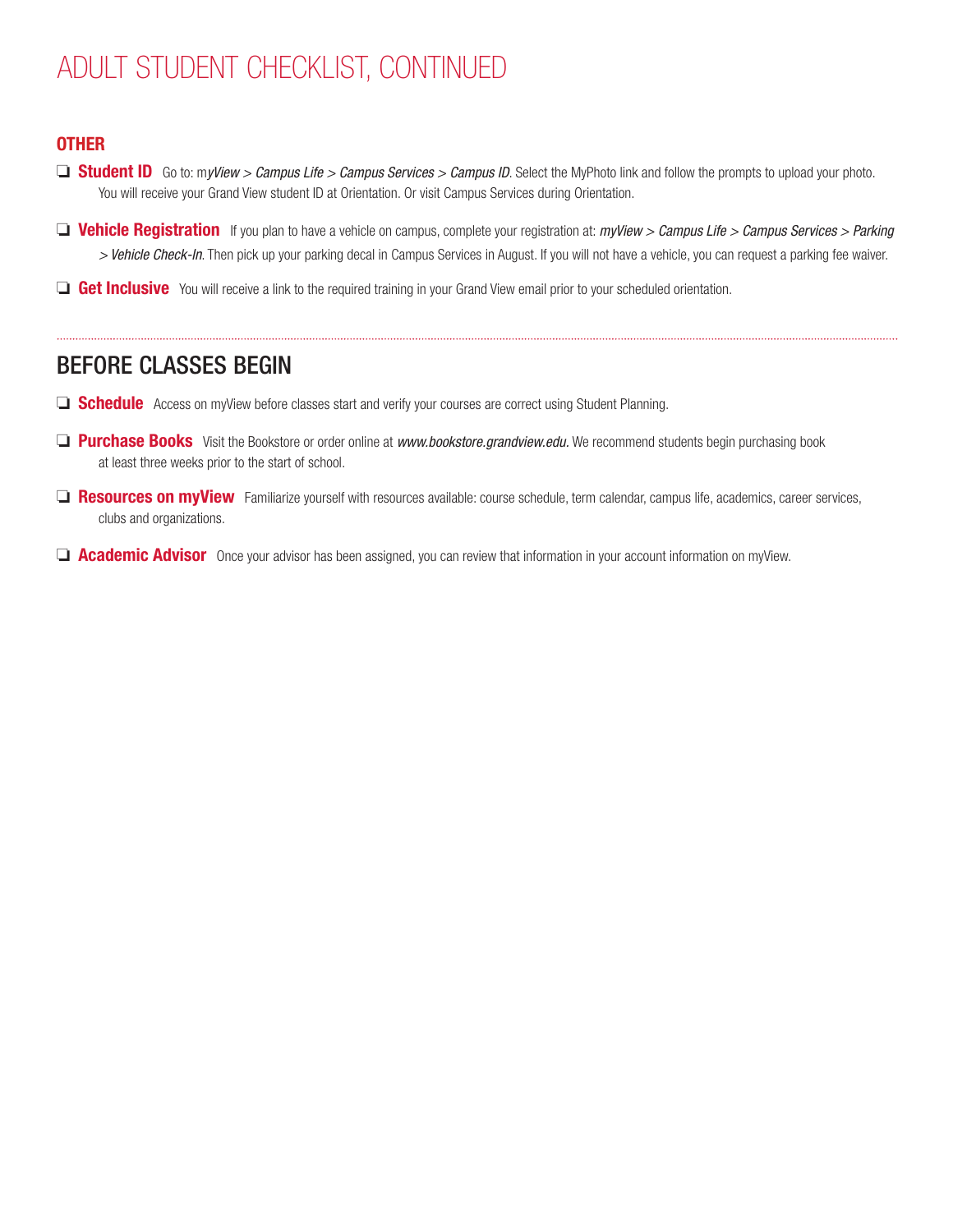# ADULT STUDENT CHECKLIST, CONTINUED

### OTHER

- ❑ **Student ID** Go to: m*yView* > *Campus Life* > *Campus Services* > *Campus ID*. Select the MyPhoto link and follow the prompts to upload your photo. You will receive your Grand View student ID at Orientation. Or visit Campus Services during Orientation.
- ❑ **Vehicle Registration** If you plan to have a vehicle on campus, complete your registration at: *myView* > *Campus Life* > *Campus Services* > *Parking* > *Vehicle Check-In*. Then pick up your parking decal in Campus Services in August. If you will not have a vehicle, you can request a parking fee waiver.
- ❑ **Get Inclusive** You will receive a link to the required training in your Grand View email prior to your scheduled orientation.

## BEFORE CLASSES BEGIN

- ❑ **Schedule** Access on myView before classes start and verify your courses are correct using Student Planning.
- ❑ **Purchase Books** Visit the Bookstore or order online at *www.bookstore.grandview.edu.* We recommend students begin purchasing book at least three weeks prior to the start of school.
- ❑ **Resources on myView** Familiarize yourself with resources available: course schedule, term calendar, campus life, academics, career services, clubs and organizations.
- ❑ **Academic Advisor** Once your advisor has been assigned, you can review that information in your account information on myView.